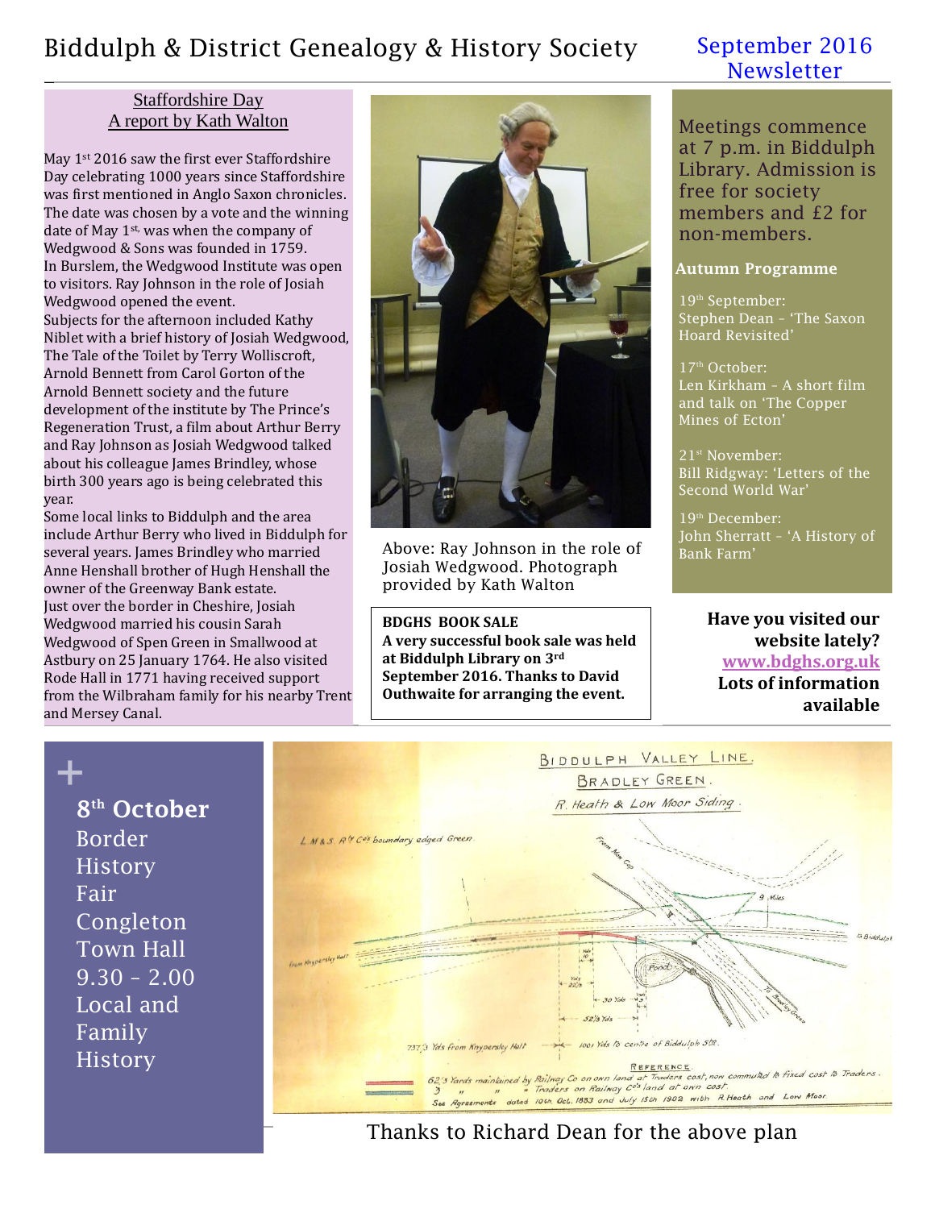# Biddulph & District Genealogy & History Society

## September 2016 Newsletter

### Staffordshire Day
### A report by Kath Walton

May 1st 2016 saw the first ever Staffordshire Day celebrating 1000 years since Staffordshire was first mentioned in Anglo Saxon chronicles. The date was chosen by a vote and the winning date of May 1st, was when the company of Wedgwood & Sons was founded in 1759.

In Burslem, the Wedgwood Institute was open to visitors. Ray Johnson in the role of Josiah Wedgwood opened the event.

Subjects for the afternoon included Kathy Niblet with a brief history of Josiah Wedgwood, The Tale of the Toilet by Terry Wolliscroft, Arnold Bennett from Carol Gorton of the Arnold Bennett society and the future development of the institute by The Prince's Regeneration Trust, a film about Arthur Berry and Ray Johnson as Josiah Wedgwood talked about his colleague James Brindley, whose birth 300 years ago is being celebrated this year.

Some local links to Biddulph and the area include Arthur Berry who lived in Biddulph for several years. James Brindley who married Anne Henshall brother of Hugh Henshall the owner of the Greenway Bank estate.

Just over the border in Cheshire, Josiah Wedgwood married his cousin Sarah Wedgwood of Spen Green in Smallwood at Astbury on 25 January 1764. He also visited Rode Hall in 1771 having received support from the Wilbraham family for his nearby Trent and Mersey Canal.

Above: Ray Johnson in the role of Josiah Wedgwood. Photograph provided by Kath Walton

**BDGHS BOOK SALE**

**A very successful book sale was held at Biddulph Library on 3rd September 2016. Thanks to David Outhwaite for arranging the event.**

Meetings commence at 7 p.m. in Biddulph Library. Admission is free for society members and £2 for non-members.

**Autumn Programme**

19th September:
Stephen Dean – 'The Saxon Hoard Revisited'

17th October:
Len Kirkham – A short film and talk on 'The Copper Mines of Ecton'

21st November:
Bill Ridgway: 'Letters of the Second World War'

19th December:
John Sherratt – 'A History of Bank Farm'

**Have you visited our website lately?**
**www.bdghs.org.uk**
**Lots of information available**

**8th October**
Border History Fair
Congleton Town Hall
9.30 – 2.00
Local and Family History

Thanks to Richard Dean for the above plan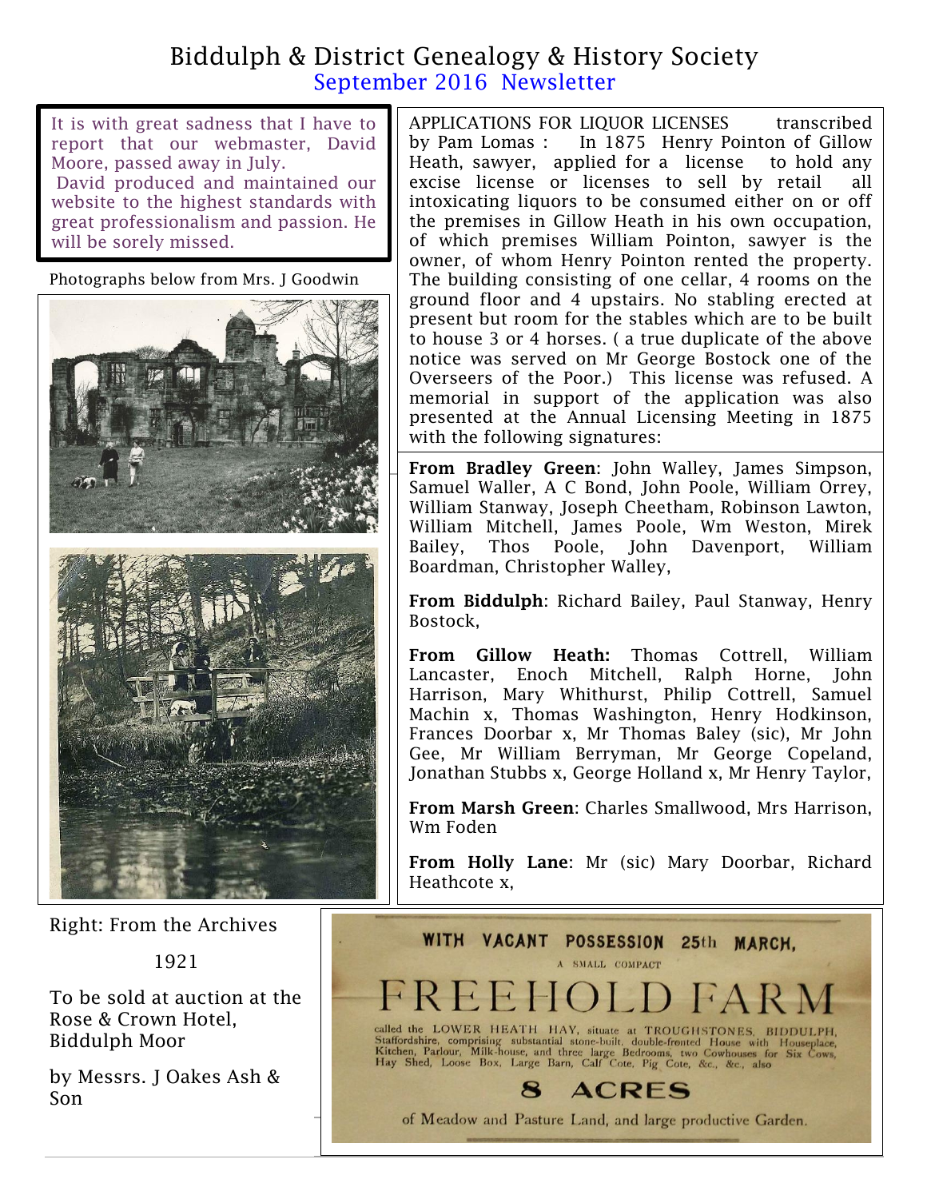# Biddulph & District Genealogy & History Society

## September 2016 Newsletter

It is with great sadness that I have to report that our webmaster, David Moore, passed away in July.

David produced and maintained our website to the highest standards with great professionalism and passion. He will be sorely missed.

Photographs below from Mrs. J Goodwin

APPLICATIONS FOR LIQUOR LICENSES transcribed by Pam Lomas : In 1875 Henry Pointon of Gillow Heath, sawyer, applied for a license to hold any excise license or licenses to sell by retail all intoxicating liquors to be consumed either on or off the premises in Gillow Heath in his own occupation, of which premises William Pointon, sawyer is the owner, of whom Henry Pointon rented the property. The building consisting of one cellar, 4 rooms on the ground floor and 4 upstairs. No stabling erected at present but room for the stables which are to be built to house 3 or 4 horses. ( a true duplicate of the above notice was served on Mr George Bostock one of the Overseers of the Poor.) This license was refused. A memorial in support of the application was also presented at the Annual Licensing Meeting in 1875 with the following signatures:

**From Bradley Green**: John Walley, James Simpson, Samuel Waller, A C Bond, John Poole, William Orrey, William Stanway, Joseph Cheetham, Robinson Lawton, William Mitchell, James Poole, Wm Weston, Mirek Bailey, Thos Poole, John Davenport, William Boardman, Christopher Walley,

**From Biddulph**: Richard Bailey, Paul Stanway, Henry Bostock,

**From Gillow Heath:** Thomas Cottrell, William Lancaster, Enoch Mitchell, Ralph Horne, John Harrison, Mary Whithurst, Philip Cottrell, Samuel Machin x, Thomas Washington, Henry Hodkinson, Frances Doorbar x, Mr Thomas Baley (sic), Mr John Gee, Mr William Berryman, Mr George Copeland, Jonathan Stubbs x, George Holland x, Mr Henry Taylor,

**From Marsh Green**: Charles Smallwood, Mrs Harrison, Wm Foden

**From Holly Lane**: Mr (sic) Mary Doorbar, Richard Heathcote x,

Right: From the Archives

1921

To be sold at auction at the Rose & Crown Hotel, Biddulph Moor

by Messrs. J Oakes Ash & Son

WITH VACANT POSSESSION 25th MARCH,

A SMALL COMPACT

FREEHOLD FARM

called the LOWER HEATH HAY, situate at TROUGHSTONES, BIDDULPH, Staffordshire, comprising substantial stone-built, double-fronted House with Houseplace, Kitchen, Parlour, Milk-house, and three large Bedrooms, two Cowhouses for Six Cows, Hay Shed, Loose Box, Large Barn, Calf Cote, Pig Cote, &c., &c., also

8 ACRES

of Meadow and Pasture Land, and large productive Garden.